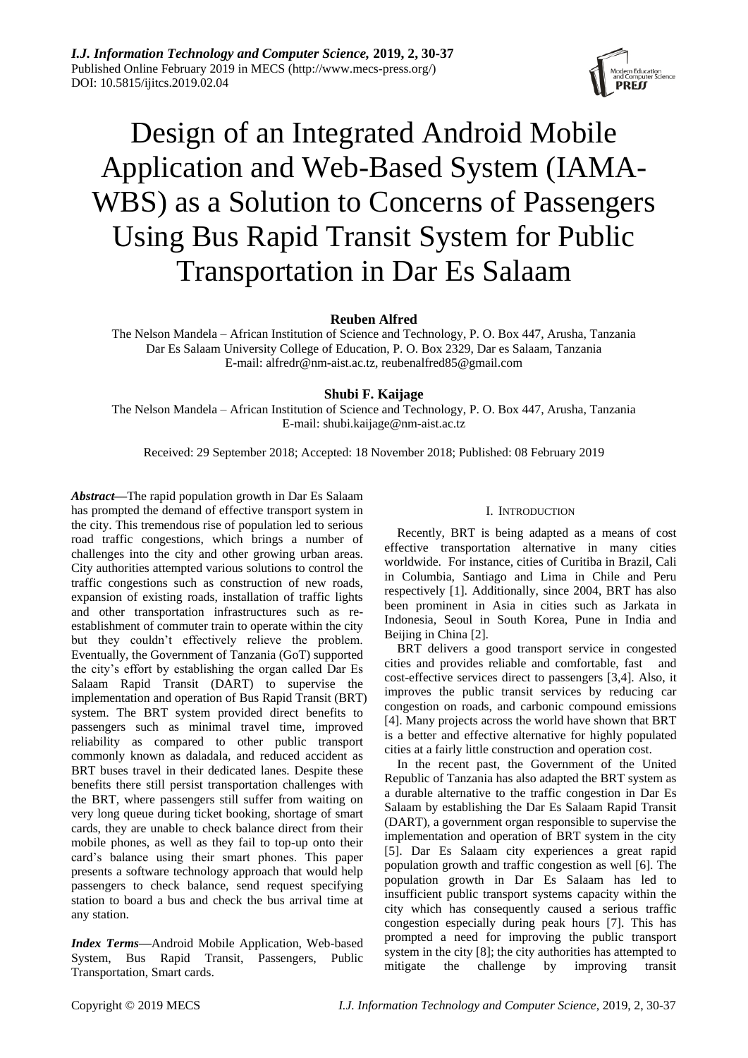# Design of an Integrated Android Mobile Application and Web-Based System (IAMA-WBS) as a Solution to Concerns of Passengers Using Bus Rapid Transit System for Public Transportation in Dar Es Salaam

**Reuben Alfred**

The Nelson Mandela – African Institution of Science and Technology, P. O. Box 447, Arusha, Tanzania
Dar Es Salaam University College of Education, P. O. Box 2329, Dar es Salaam, Tanzania
E-mail: alfredr@nm-aist.ac.tz, reubenalfred85@gmail.com

**Shubi F. Kaijage**

The Nelson Mandela – African Institution of Science and Technology, P. O. Box 447, Arusha, Tanzania
E-mail: shubi.kaijage@nm-aist.ac.tz

Received: 29 September 2018; Accepted: 18 November 2018; Published: 08 February 2019

***Abstract*—**The rapid population growth in Dar Es Salaam has prompted the demand of effective transport system in the city. This tremendous rise of population led to serious road traffic congestions, which brings a number of challenges into the city and other growing urban areas. City authorities attempted various solutions to control the traffic congestions such as construction of new roads, expansion of existing roads, installation of traffic lights and other transportation infrastructures such as re-establishment of commuter train to operate within the city but they couldn't effectively relieve the problem. Eventually, the Government of Tanzania (GoT) supported the city's effort by establishing the organ called Dar Es Salaam Rapid Transit (DART) to supervise the implementation and operation of Bus Rapid Transit (BRT) system. The BRT system provided direct benefits to passengers such as minimal travel time, improved reliability as compared to other public transport commonly known as daladala, and reduced accident as BRT buses travel in their dedicated lanes. Despite these benefits there still persist transportation challenges with the BRT, where passengers still suffer from waiting on very long queue during ticket booking, shortage of smart cards, they are unable to check balance direct from their mobile phones, as well as they fail to top-up onto their card's balance using their smart phones. This paper presents a software technology approach that would help passengers to check balance, send request specifying station to board a bus and check the bus arrival time at any station.

***Index Terms*—**Android Mobile Application, Web-based System, Bus Rapid Transit, Passengers, Public Transportation, Smart cards.

## I. Introduction

Recently, BRT is being adapted as a means of cost effective transportation alternative in many cities worldwide. For instance, cities of Curitiba in Brazil, Cali in Columbia, Santiago and Lima in Chile and Peru respectively [1]. Additionally, since 2004, BRT has also been prominent in Asia in cities such as Jarkata in Indonesia, Seoul in South Korea, Pune in India and Beijing in China [2].

BRT delivers a good transport service in congested cities and provides reliable and comfortable, fast and cost-effective services direct to passengers [3,4]. Also, it improves the public transit services by reducing car congestion on roads, and carbonic compound emissions [4]. Many projects across the world have shown that BRT is a better and effective alternative for highly populated cities at a fairly little construction and operation cost.

In the recent past, the Government of the United Republic of Tanzania has also adapted the BRT system as a durable alternative to the traffic congestion in Dar Es Salaam by establishing the Dar Es Salaam Rapid Transit (DART), a government organ responsible to supervise the implementation and operation of BRT system in the city [5]. Dar Es Salaam city experiences a great rapid population growth and traffic congestion as well [6]. The population growth in Dar Es Salaam has led to insufficient public transport systems capacity within the city which has consequently caused a serious traffic congestion especially during peak hours [7]. This has prompted a need for improving the public transport system in the city [8]; the city authorities has attempted to mitigate the challenge by improving transit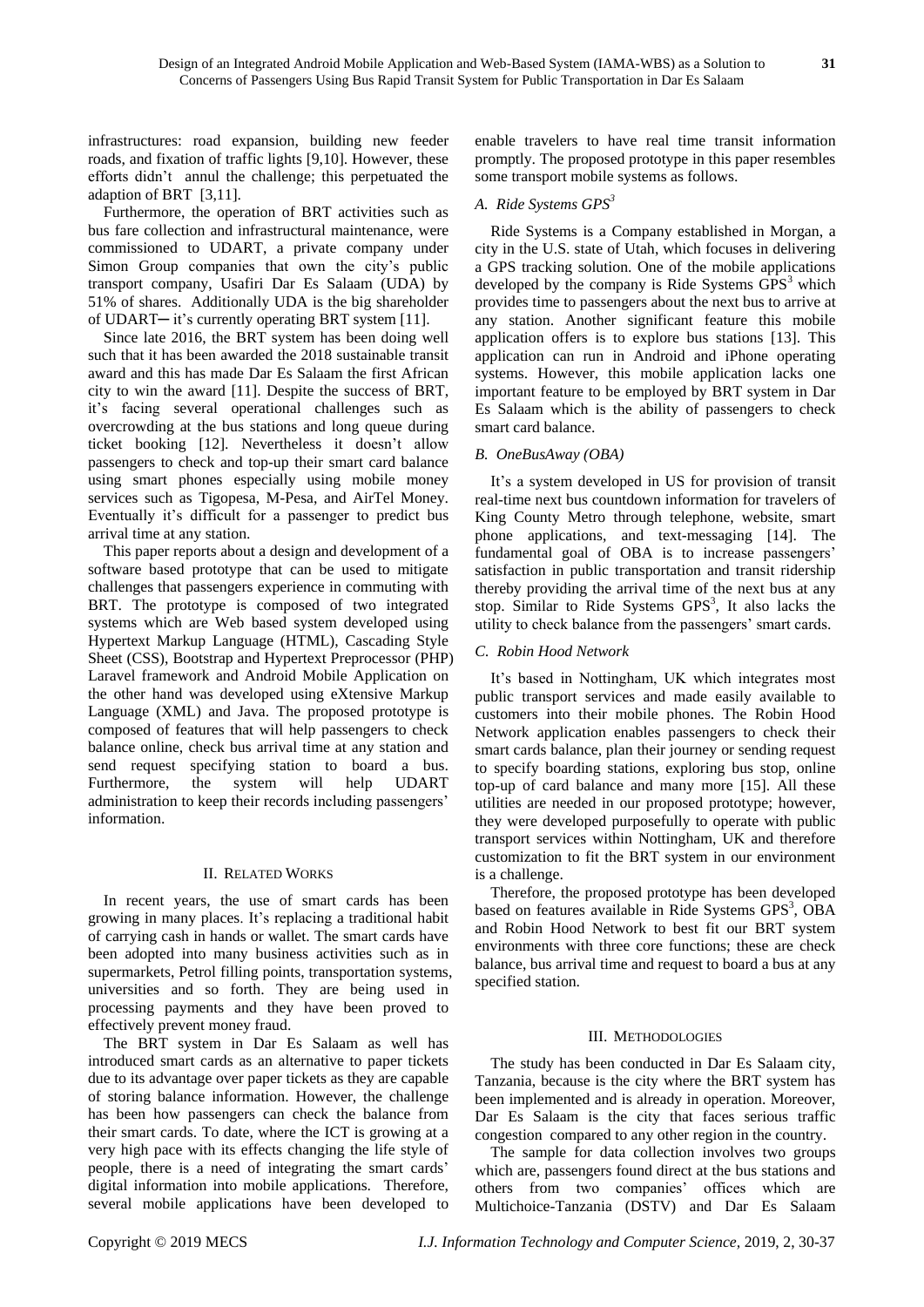infrastructures: road expansion, building new feeder roads, and fixation of traffic lights [9,10]. However, these efforts didn't annul the challenge; this perpetuated the adaption of BRT [3,11].

Furthermore, the operation of BRT activities such as bus fare collection and infrastructural maintenance, were commissioned to UDART, a private company under Simon Group companies that own the city's public transport company, Usafiri Dar Es Salaam (UDA) by 51% of shares. Additionally UDA is the big shareholder of UDART─ it's currently operating BRT system [11].

Since late 2016, the BRT system has been doing well such that it has been awarded the 2018 sustainable transit award and this has made Dar Es Salaam the first African city to win the award [11]. Despite the success of BRT, it's facing several operational challenges such as overcrowding at the bus stations and long queue during ticket booking [12]. Nevertheless it doesn't allow passengers to check and top-up their smart card balance using smart phones especially using mobile money services such as Tigopesa, M-Pesa, and AirTel Money. Eventually it's difficult for a passenger to predict bus arrival time at any station.

This paper reports about a design and development of a software based prototype that can be used to mitigate challenges that passengers experience in commuting with BRT. The prototype is composed of two integrated systems which are Web based system developed using Hypertext Markup Language (HTML), Cascading Style Sheet (CSS), Bootstrap and Hypertext Preprocessor (PHP) Laravel framework and Android Mobile Application on the other hand was developed using eXtensive Markup Language (XML) and Java. The proposed prototype is composed of features that will help passengers to check balance online, check bus arrival time at any station and send request specifying station to board a bus. Furthermore, the system will help UDART administration to keep their records including passengers' information.

## II. Related Works

In recent years, the use of smart cards has been growing in many places. It's replacing a traditional habit of carrying cash in hands or wallet. The smart cards have been adopted into many business activities such as in supermarkets, Petrol filling points, transportation systems, universities and so forth. They are being used in processing payments and they have been proved to effectively prevent money fraud.

The BRT system in Dar Es Salaam as well has introduced smart cards as an alternative to paper tickets due to its advantage over paper tickets as they are capable of storing balance information. However, the challenge has been how passengers can check the balance from their smart cards. To date, where the ICT is growing at a very high pace with its effects changing the life style of people, there is a need of integrating the smart cards' digital information into mobile applications. Therefore, several mobile applications have been developed to enable travelers to have real time transit information promptly. The proposed prototype in this paper resembles some transport mobile systems as follows.

### *A. Ride Systems GPS³*

Ride Systems is a Company established in Morgan, a city in the U.S. state of Utah, which focuses in delivering a GPS tracking solution. One of the mobile applications developed by the company is Ride Systems GPS³ which provides time to passengers about the next bus to arrive at any station. Another significant feature this mobile application offers is to explore bus stations [13]. This application can run in Android and iPhone operating systems. However, this mobile application lacks one important feature to be employed by BRT system in Dar Es Salaam which is the ability of passengers to check smart card balance.

### *B. OneBusAway (OBA)*

It's a system developed in US for provision of transit real-time next bus countdown information for travelers of King County Metro through telephone, website, smart phone applications, and text-messaging [14]. The fundamental goal of OBA is to increase passengers' satisfaction in public transportation and transit ridership thereby providing the arrival time of the next bus at any stop. Similar to Ride Systems GPS³, It also lacks the utility to check balance from the passengers' smart cards.

### *C. Robin Hood Network*

It's based in Nottingham, UK which integrates most public transport services and made easily available to customers into their mobile phones. The Robin Hood Network application enables passengers to check their smart cards balance, plan their journey or sending request to specify boarding stations, exploring bus stop, online top-up of card balance and many more [15]. All these utilities are needed in our proposed prototype; however, they were developed purposefully to operate with public transport services within Nottingham, UK and therefore customization to fit the BRT system in our environment is a challenge.

Therefore, the proposed prototype has been developed based on features available in Ride Systems GPS³, OBA and Robin Hood Network to best fit our BRT system environments with three core functions; these are check balance, bus arrival time and request to board a bus at any specified station.

## III. Methodologies

The study has been conducted in Dar Es Salaam city, Tanzania, because is the city where the BRT system has been implemented and is already in operation. Moreover, Dar Es Salaam is the city that faces serious traffic congestion compared to any other region in the country.

The sample for data collection involves two groups which are, passengers found direct at the bus stations and others from two companies' offices which are Multichoice-Tanzania (DSTV) and Dar Es Salaam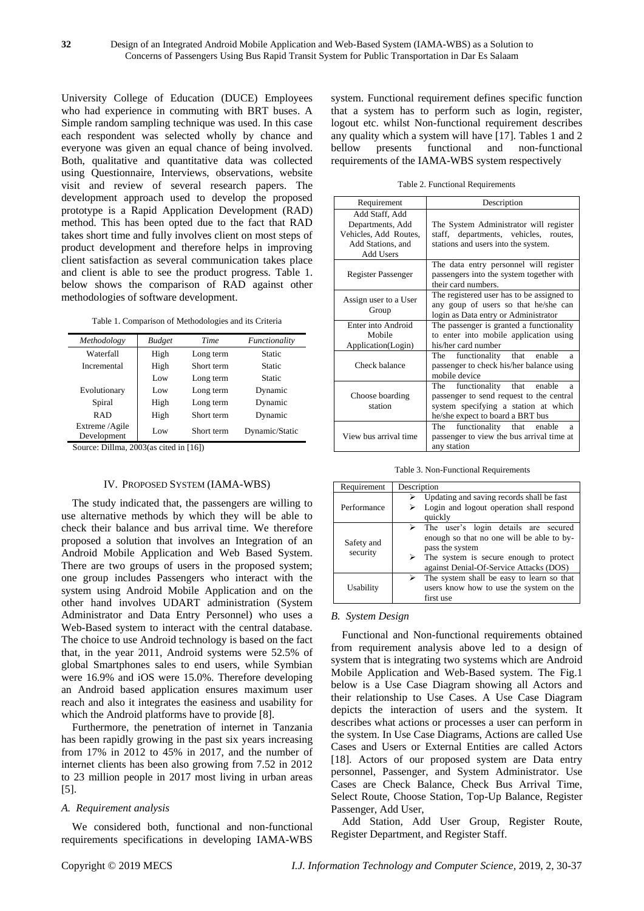University College of Education (DUCE) Employees who had experience in commuting with BRT buses. A Simple random sampling technique was used. In this case each respondent was selected wholly by chance and everyone was given an equal chance of being involved. Both, qualitative and quantitative data was collected using Questionnaire, Interviews, observations, website visit and review of several research papers. The development approach used to develop the proposed prototype is a Rapid Application Development (RAD) method. This has been opted due to the fact that RAD takes short time and fully involves client on most steps of product development and therefore helps in improving client satisfaction as several communication takes place and client is able to see the product progress. Table 1. below shows the comparison of RAD against other methodologies of software development.

Table 1. Comparison of Methodologies and its Criteria

| *Methodology* | *Budget* | *Time* | *Functionality* |
|---|---|---|---|
| Waterfall | High | Long term | Static |
| Incremental | High | Short term | Static |
| | Low | Long term | Static |
| Evolutionary | Low | Long term | Dynamic |
| Spiral | High | Long term | Dynamic |
| RAD | High | Short term | Dynamic |
| Extreme /Agile Development | Low | Short term | Dynamic/Static |

Source: Dillma, 2003(as cited in [16])

## IV. Proposed System (IAMA-WBS)

The study indicated that, the passengers are willing to use alternative methods by which they will be able to check their balance and bus arrival time. We therefore proposed a solution that involves an Integration of an Android Mobile Application and Web Based System. There are two groups of users in the proposed system; one group includes Passengers who interact with the system using Android Mobile Application and on the other hand involves UDART administration (System Administrator and Data Entry Personnel) who uses a Web-Based system to interact with the central database. The choice to use Android technology is based on the fact that, in the year 2011, Android systems were 52.5% of global Smartphones sales to end users, while Symbian were 16.9% and iOS were 15.0%. Therefore developing an Android based application ensures maximum user reach and also it integrates the easiness and usability for which the Android platforms have to provide [8].

Furthermore, the penetration of internet in Tanzania has been rapidly growing in the past six years increasing from 17% in 2012 to 45% in 2017, and the number of internet clients has been also growing from 7.52 in 2012 to 23 million people in 2017 most living in urban areas [5].

### *A. Requirement analysis*

We considered both, functional and non-functional requirements specifications in developing IAMA-WBS system. Functional requirement defines specific function that a system has to perform such as login, register, logout etc. whilst Non-functional requirement describes any quality which a system will have [17]. Tables 1 and 2 bellow presents functional and non-functional requirements of the IAMA-WBS system respectively

Table 2. Functional Requirements

| Requirement | Description |
|---|---|
| Add Staff, Add Departments, Add Vehicles, Add Routes, Add Stations, and Add Users | The System Administrator will register staff, departments, vehicles, routes, stations and users into the system. |
| Register Passenger | The data entry personnel will register passengers into the system together with their card numbers. |
| Assign user to a User Group | The registered user has to be assigned to any goup of users so that he/she can login as Data entry or Administrator |
| Enter into Android Mobile Application(Login) | The passenger is granted a functionality to enter into mobile application using his/her card number |
| Check balance | The functionality that enable a passenger to check his/her balance using mobile device |
| Choose boarding station | The functionality that enable a passenger to send request to the central system specifying a station at which he/she expect to board a BRT bus |
| View bus arrival time | The functionality that enable a passenger to view the bus arrival time at any station |

Table 3. Non-Functional Requirements

| Requirement | Description |
|---|---|
| Performance | ➢ Updating and saving records shall be fast<br>➢ Login and logout operation shall respond quickly |
| Safety and security | ➢ The user's login details are secured enough so that no one will be able to by-pass the system<br>➢ The system is secure enough to protect against Denial-Of-Service Attacks (DOS) |
| Usability | ➢ The system shall be easy to learn so that users know how to use the system on the first use |

### *B. System Design*

Functional and Non-functional requirements obtained from requirement analysis above led to a design of system that is integrating two systems which are Android Mobile Application and Web-Based system. The Fig.1 below is a Use Case Diagram showing all Actors and their relationship to Use Cases. A Use Case Diagram depicts the interaction of users and the system. It describes what actions or processes a user can perform in the system. In Use Case Diagrams, Actions are called Use Cases and Users or External Entities are called Actors [18]. Actors of our proposed system are Data entry personnel, Passenger, and System Administrator. Use Cases are Check Balance, Check Bus Arrival Time, Select Route, Choose Station, Top-Up Balance, Register Passenger, Add User,

Add Station, Add User Group, Register Route, Register Department, and Register Staff.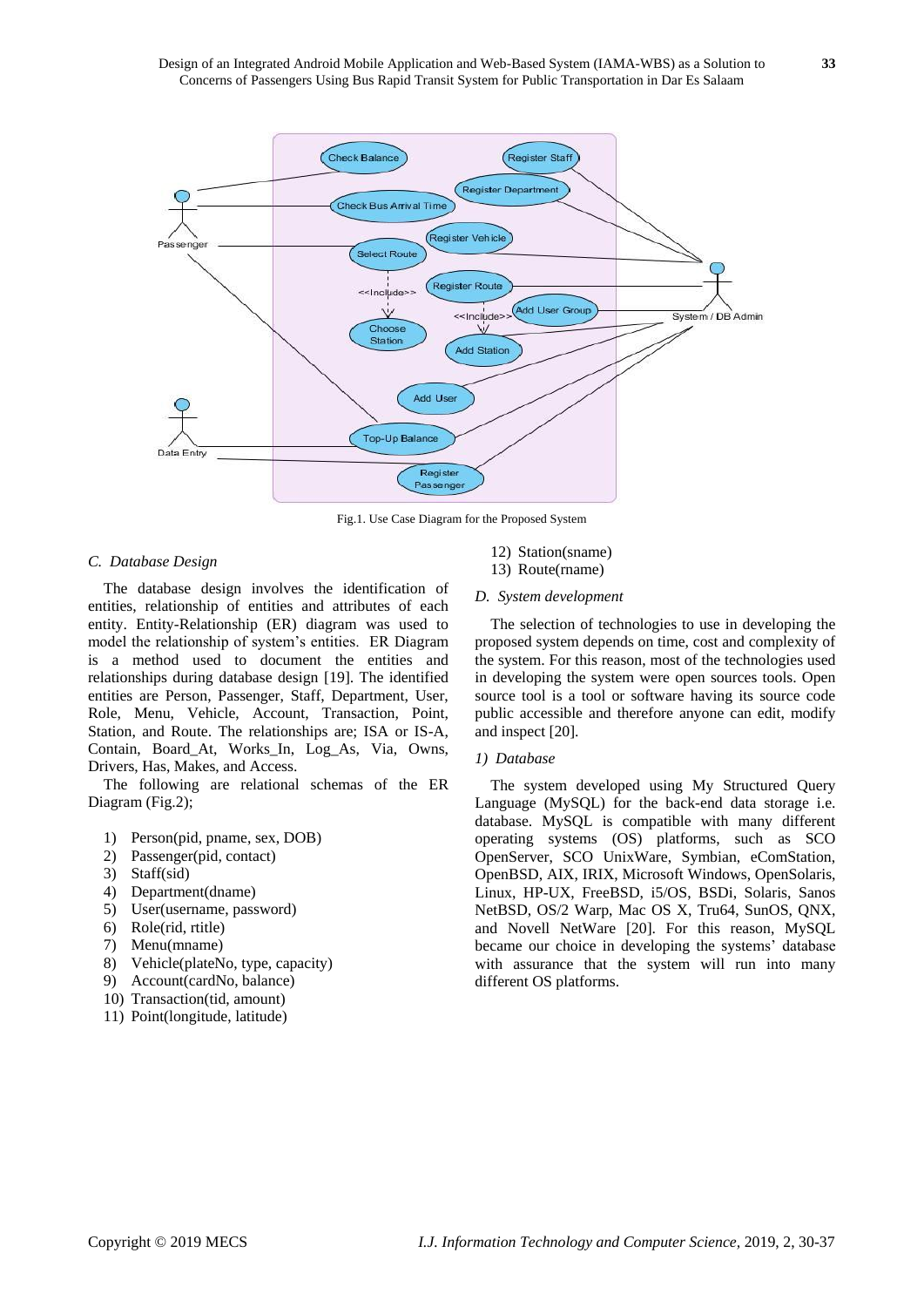Fig.1. Use Case Diagram for the Proposed System

### C. Database Design

The database design involves the identification of entities, relationship of entities and attributes of each entity. Entity-Relationship (ER) diagram was used to model the relationship of system's entities. ER Diagram is a method used to document the entities and relationships during database design [19]. The identified entities are Person, Passenger, Staff, Department, User, Role, Menu, Vehicle, Account, Transaction, Point, Station, and Route. The relationships are; ISA or IS-A, Contain, Board_At, Works_In, Log_As, Via, Owns, Drivers, Has, Makes, and Access.

The following are relational schemas of the ER Diagram (Fig.2);

1) Person(pid, pname, sex, DOB)
2) Passenger(pid, contact)
3) Staff(sid)
4) Department(dname)
5) User(username, password)
6) Role(rid, rtitle)
7) Menu(mname)
8) Vehicle(plateNo, type, capacity)
9) Account(cardNo, balance)
10) Transaction(tid, amount)
11) Point(longitude, latitude)
12) Station(sname)
13) Route(rname)

### D. System development

The selection of technologies to use in developing the proposed system depends on time, cost and complexity of the system. For this reason, most of the technologies used in developing the system were open sources tools. Open source tool is a tool or software having its source code public accessible and therefore anyone can edit, modify and inspect [20].

#### 1) Database

The system developed using My Structured Query Language (MySQL) for the back-end data storage i.e. database. MySQL is compatible with many different operating systems (OS) platforms, such as SCO OpenServer, SCO UnixWare, Symbian, eComStation, OpenBSD, AIX, IRIX, Microsoft Windows, OpenSolaris, Linux, HP-UX, FreeBSD, i5/OS, BSDi, Solaris, Sanos NetBSD, OS/2 Warp, Mac OS X, Tru64, SunOS, QNX, and Novell NetWare [20]. For this reason, MySQL became our choice in developing the systems' database with assurance that the system will run into many different OS platforms.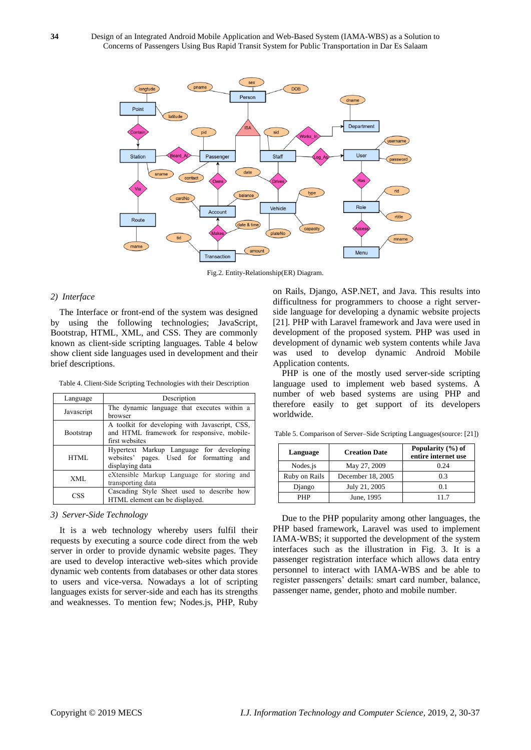Fig.2. Entity-Relationship(ER) Diagram.

### 2) Interface

The Interface or front-end of the system was designed by using the following technologies; JavaScript, Bootstrap, HTML, XML, and CSS. They are commonly known as client-side scripting languages. Table 4 below show client side languages used in development and their brief descriptions.

Table 4. Client-Side Scripting Technologies with their Description

| Language | Description |
|---|---|
| Javascript | The dynamic language that executes within a browser |
| Bootstrap | A toolkit for developing with Javascript, CSS, and HTML framework for responsive, mobile-first websites |
| HTML | Hypertext Markup Language for developing websites' pages. Used for formatting and displaying data |
| XML | eXtensible Markup Language for storing and transporting data |
| CSS | Cascading Style Sheet used to describe how HTML element can be displayed. |

### 3) Server-Side Technology

It is a web technology whereby users fulfil their requests by executing a source code direct from the web server in order to provide dynamic website pages. They are used to develop interactive web-sites which provide dynamic web contents from databases or other data stores to users and vice-versa. Nowadays a lot of scripting languages exists for server-side and each has its strengths and weaknesses. To mention few; Nodes.js, PHP, Ruby on Rails, Django, ASP.NET, and Java. This results into difficultness for programmers to choose a right server-side language for developing a dynamic website projects [21]. PHP with Laravel framework and Java were used in development of the proposed system. PHP was used in development of dynamic web system contents while Java was used to develop dynamic Android Mobile Application contents.

PHP is one of the mostly used server-side scripting language used to implement web based systems. A number of web based systems are using PHP and therefore easily to get support of its developers worldwide.

Table 5. Comparison of Server–Side Scripting Languages(source: [21])

| **Language** | **Creation Date** | **Popularity (%) of entire internet use** |
|---|---|---|
| Nodes.js | May 27, 2009 | 0.24 |
| Ruby on Rails | December 18, 2005 | 0.3 |
| Django | July 21, 2005 | 0.1 |
| PHP | June, 1995 | 11.7 |

Due to the PHP popularity among other languages, the PHP based framework, Laravel was used to implement IAMA-WBS; it supported the development of the system interfaces such as the illustration in Fig. 3. It is a passenger registration interface which allows data entry personnel to interact with IAMA-WBS and be able to register passengers' details: smart card number, balance, passenger name, gender, photo and mobile number.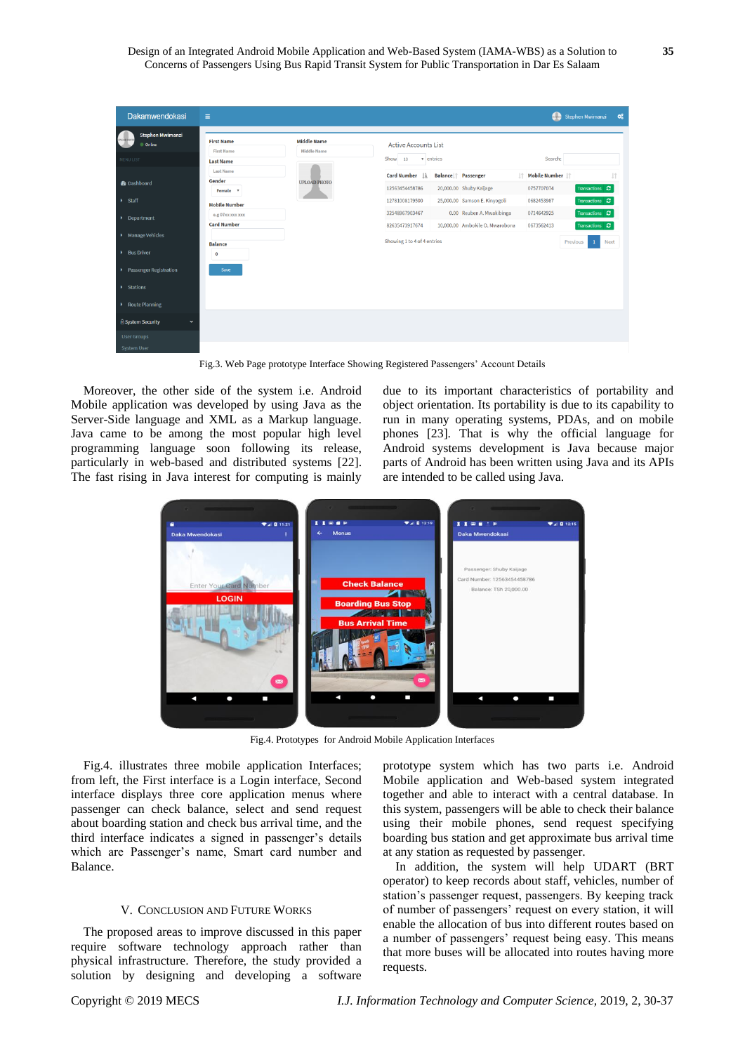Fig.3. Web Page prototype Interface Showing Registered Passengers' Account Details

Moreover, the other side of the system i.e. Android Mobile application was developed by using Java as the Server-Side language and XML as a Markup language. Java came to be among the most popular high level programming language soon following its release, particularly in web-based and distributed systems [22]. The fast rising in Java interest for computing is mainly due to its important characteristics of portability and object orientation. Its portability is due to its capability to run in many operating systems, PDAs, and on mobile phones [23]. That is why the official language for Android systems development is Java because major parts of Android has been written using Java and its APIs are intended to be called using Java.

Fig.4. Prototypes for Android Mobile Application Interfaces

Fig.4. illustrates three mobile application Interfaces; from left, the First interface is a Login interface, Second interface displays three core application menus where passenger can check balance, select and send request about boarding station and check bus arrival time, and the third interface indicates a signed in passenger's details which are Passenger's name, Smart card number and Balance.

## V. CONCLUSION AND FUTURE WORKS

The proposed areas to improve discussed in this paper require software technology approach rather than physical infrastructure. Therefore, the study provided a solution by designing and developing a software prototype system which has two parts i.e. Android Mobile application and Web-based system integrated together and able to interact with a central database. In this system, passengers will be able to check their balance using their mobile phones, send request specifying boarding bus station and get approximate bus arrival time at any station as requested by passenger.

In addition, the system will help UDART (BRT operator) to keep records about staff, vehicles, number of station's passenger request, passengers. By keeping track of number of passengers' request on every station, it will enable the allocation of bus into different routes based on a number of passengers' request being easy. This means that more buses will be allocated into routes having more requests.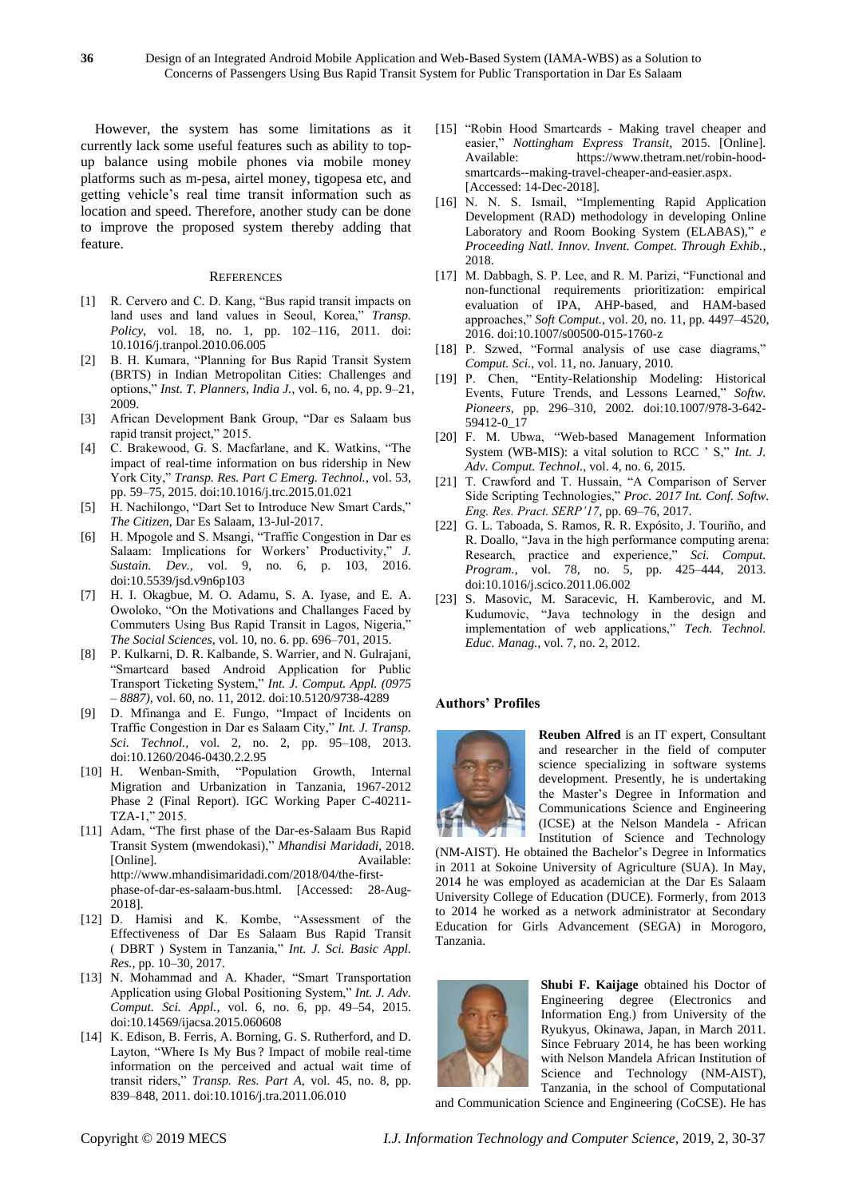However, the system has some limitations as it currently lack some useful features such as ability to top-up balance using mobile phones via mobile money platforms such as m-pesa, airtel money, tigopesa etc, and getting vehicle's real time transit information such as location and speed. Therefore, another study can be done to improve the proposed system thereby adding that feature.

## References

[1] R. Cervero and C. D. Kang, "Bus rapid transit impacts on land uses and land values in Seoul, Korea," *Transp. Policy*, vol. 18, no. 1, pp. 102–116, 2011. doi: 10.1016/j.tranpol.2010.06.005

[2] B. H. Kumara, "Planning for Bus Rapid Transit System (BRTS) in Indian Metropolitan Cities: Challenges and options," *Inst. T. Planners, India J.*, vol. 6, no. 4, pp. 9–21, 2009.

[3] African Development Bank Group, "Dar es Salaam bus rapid transit project," 2015.

[4] C. Brakewood, G. S. Macfarlane, and K. Watkins, "The impact of real-time information on bus ridership in New York City," *Transp. Res. Part C Emerg. Technol.*, vol. 53, pp. 59–75, 2015. doi:10.1016/j.trc.2015.01.021

[5] H. Nachilongo, "Dart Set to Introduce New Smart Cards," *The Citizen*, Dar Es Salaam, 13-Jul-2017.

[6] H. Mpogole and S. Msangi, "Traffic Congestion in Dar es Salaam: Implications for Workers' Productivity," *J. Sustain. Dev.*, vol. 9, no. 6, p. 103, 2016. doi:10.5539/jsd.v9n6p103

[7] H. I. Okagbue, M. O. Adamu, S. A. Iyase, and E. A. Owoloko, "On the Motivations and Challanges Faced by Commuters Using Bus Rapid Transit in Lagos, Nigeria," *The Social Sciences*, vol. 10, no. 6. pp. 696–701, 2015.

[8] P. Kulkarni, D. R. Kalbande, S. Warrier, and N. Gulrajani, "Smartcard based Android Application for Public Transport Ticketing System," *Int. J. Comput. Appl. (0975 – 8887)*, vol. 60, no. 11, 2012. doi:10.5120/9738-4289

[9] D. Mfinanga and E. Fungo, "Impact of Incidents on Traffic Congestion in Dar es Salaam City," *Int. J. Transp. Sci. Technol.*, vol. 2, no. 2, pp. 95–108, 2013. doi:10.1260/2046-0430.2.2.95

[10] H. Wenban-Smith, "Population Growth, Internal Migration and Urbanization in Tanzania, 1967-2012 Phase 2 (Final Report). IGC Working Paper C-40211-TZA-1," 2015.

[11] Adam, "The first phase of the Dar-es-Salaam Bus Rapid Transit System (mwendokasi)," *Mhandisi Maridadi*, 2018. [Online]. Available: http://www.mhandisimaridadi.com/2018/04/the-first-phase-of-dar-es-salaam-bus.html. [Accessed: 28-Aug-2018].

[12] D. Hamisi and K. Kombe, "Assessment of the Effectiveness of Dar Es Salaam Bus Rapid Transit ( DBRT ) System in Tanzania," *Int. J. Sci. Basic Appl. Res.*, pp. 10–30, 2017.

[13] N. Mohammad and A. Khader, "Smart Transportation Application using Global Positioning System," *Int. J. Adv. Comput. Sci. Appl.*, vol. 6, no. 6, pp. 49–54, 2015. doi:10.14569/ijacsa.2015.060608

[14] K. Edison, B. Ferris, A. Borning, G. S. Rutherford, and D. Layton, "Where Is My Bus ? Impact of mobile real-time information on the perceived and actual wait time of transit riders," *Transp. Res. Part A*, vol. 45, no. 8, pp. 839–848, 2011. doi:10.1016/j.tra.2011.06.010

[15] "Robin Hood Smartcards - Making travel cheaper and easier," *Nottingham Express Transit*, 2015. [Online]. Available: https://www.thetram.net/robin-hood-smartcards--making-travel-cheaper-and-easier.aspx. [Accessed: 14-Dec-2018].

[16] N. N. S. Ismail, "Implementing Rapid Application Development (RAD) methodology in developing Online Laboratory and Room Booking System (ELABAS)," *e Proceeding Natl. Innov. Invent. Compet. Through Exhib.*, 2018.

[17] M. Dabbagh, S. P. Lee, and R. M. Parizi, "Functional and non-functional requirements prioritization: empirical evaluation of IPA, AHP-based, and HAM-based approaches," *Soft Comput.*, vol. 20, no. 11, pp. 4497–4520, 2016. doi:10.1007/s00500-015-1760-z

[18] P. Szwed, "Formal analysis of use case diagrams," *Comput. Sci.*, vol. 11, no. January, 2010.

[19] P. Chen, "Entity-Relationship Modeling: Historical Events, Future Trends, and Lessons Learned," *Softw. Pioneers*, pp. 296–310, 2002. doi:10.1007/978-3-642-59412-0_17

[20] F. M. Ubwa, "Web-based Management Information System (WB-MIS): a vital solution to RCC ' S," *Int. J. Adv. Comput. Technol.*, vol. 4, no. 6, 2015.

[21] T. Crawford and T. Hussain, "A Comparison of Server Side Scripting Technologies," *Proc. 2017 Int. Conf. Softw. Eng. Res. Pract. SERP'17*, pp. 69–76, 2017.

[22] G. L. Taboada, S. Ramos, R. R. Expósito, J. Touriño, and R. Doallo, "Java in the high performance computing arena: Research, practice and experience," *Sci. Comput. Program.*, vol. 78, no. 5, pp. 425–444, 2013. doi:10.1016/j.scico.2011.06.002

[23] S. Masovic, M. Saracevic, H. Kamberovic, and M. Kudumovic, "Java technology in the design and implementation of web applications," *Tech. Technol. Educ. Manag.*, vol. 7, no. 2, 2012.

## Authors' Profiles

**Reuben Alfred** is an IT expert, Consultant and researcher in the field of computer science specializing in software systems development. Presently, he is undertaking the Master's Degree in Information and Communications Science and Engineering (ICSE) at the Nelson Mandela - African Institution of Science and Technology (NM-AIST). He obtained the Bachelor's Degree in Informatics in 2011 at Sokoine University of Agriculture (SUA). In May, 2014 he was employed as academician at the Dar Es Salaam University College of Education (DUCE). Formerly, from 2013 to 2014 he worked as a network administrator at Secondary Education for Girls Advancement (SEGA) in Morogoro, Tanzania.

**Shubi F. Kaijage** obtained his Doctor of Engineering degree (Electronics and Information Eng.) from University of the Ryukyus, Okinawa, Japan, in March 2011. Since February 2014, he has been working with Nelson Mandela African Institution of Science and Technology (NM-AIST), Tanzania, in the school of Computational and Communication Science and Engineering (CoCSE). He has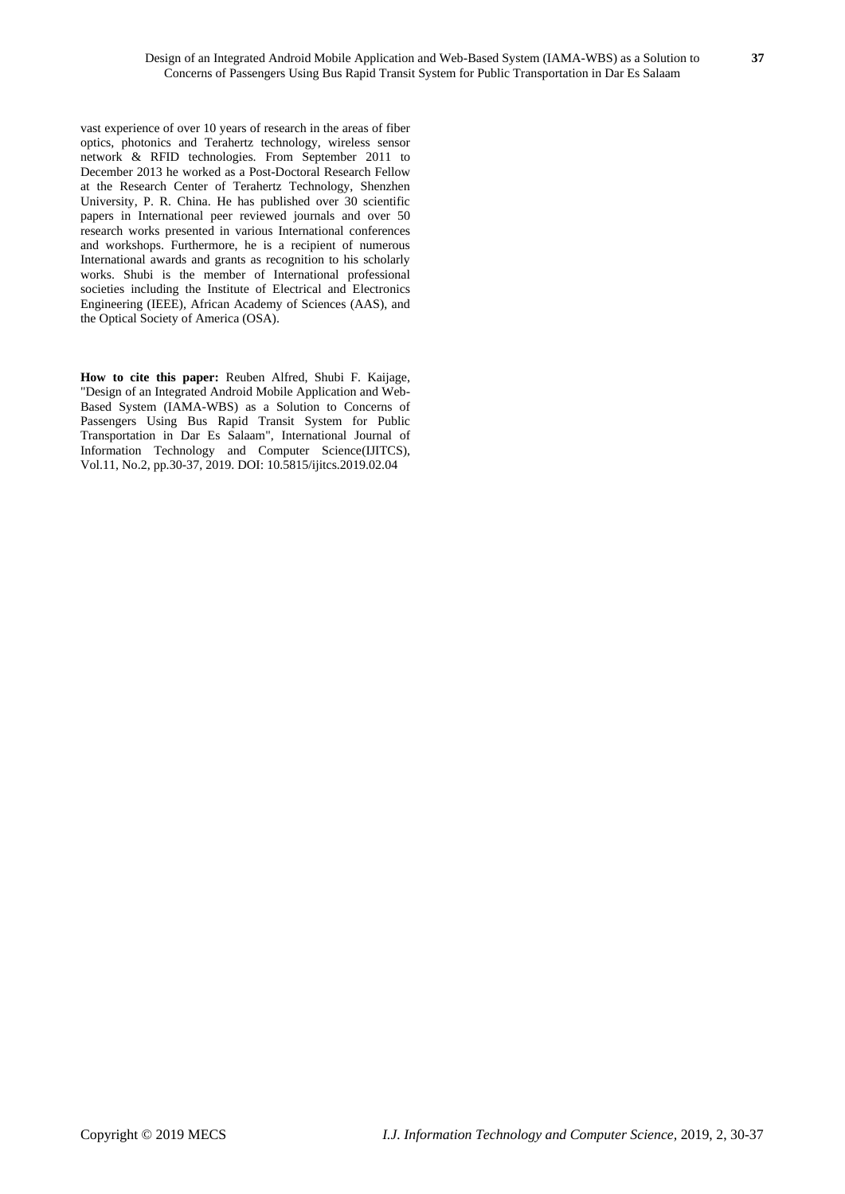vast experience of over 10 years of research in the areas of fiber optics, photonics and Terahertz technology, wireless sensor network & RFID technologies. From September 2011 to December 2013 he worked as a Post-Doctoral Research Fellow at the Research Center of Terahertz Technology, Shenzhen University, P. R. China. He has published over 30 scientific papers in International peer reviewed journals and over 50 research works presented in various International conferences and workshops. Furthermore, he is a recipient of numerous International awards and grants as recognition to his scholarly works. Shubi is the member of International professional societies including the Institute of Electrical and Electronics Engineering (IEEE), African Academy of Sciences (AAS), and the Optical Society of America (OSA).

**How to cite this paper:** Reuben Alfred, Shubi F. Kaijage, "Design of an Integrated Android Mobile Application and Web-Based System (IAMA-WBS) as a Solution to Concerns of Passengers Using Bus Rapid Transit System for Public Transportation in Dar Es Salaam", International Journal of Information Technology and Computer Science(IJITCS), Vol.11, No.2, pp.30-37, 2019. DOI: 10.5815/ijitcs.2019.02.04